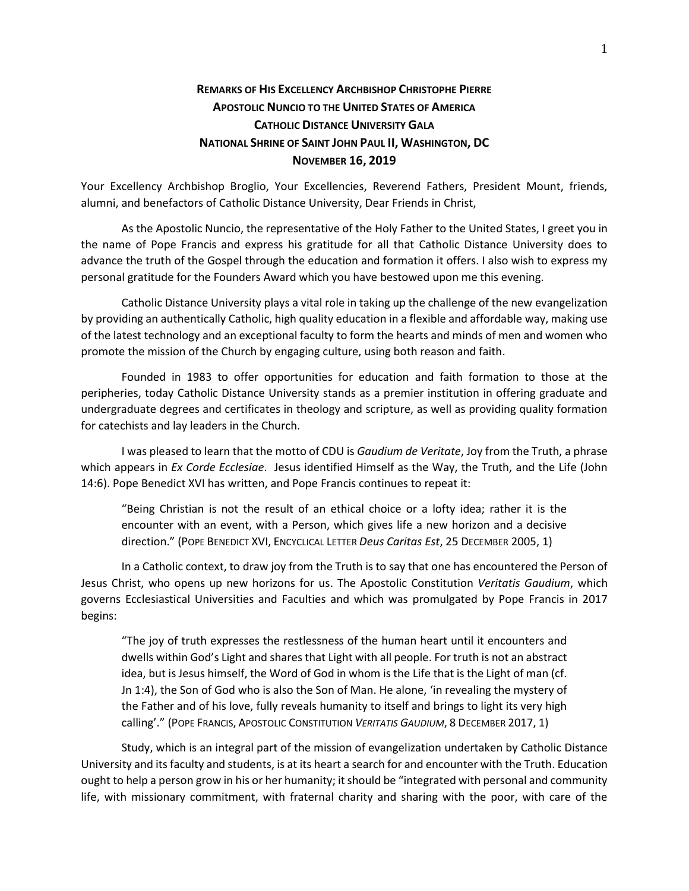**REMARKS OF HIS EXCELLENCY ARCHBISHOP CHRISTOPHE PIERRE**
**APOSTOLIC NUNCIO TO THE UNITED STATES OF AMERICA**
**CATHOLIC DISTANCE UNIVERSITY GALA**
**NATIONAL SHRINE OF SAINT JOHN PAUL II, WASHINGTON, DC**
**NOVEMBER 16, 2019**

Your Excellency Archbishop Broglio, Your Excellencies, Reverend Fathers, President Mount, friends, alumni, and benefactors of Catholic Distance University, Dear Friends in Christ,

As the Apostolic Nuncio, the representative of the Holy Father to the United States, I greet you in the name of Pope Francis and express his gratitude for all that Catholic Distance University does to advance the truth of the Gospel through the education and formation it offers. I also wish to express my personal gratitude for the Founders Award which you have bestowed upon me this evening.

Catholic Distance University plays a vital role in taking up the challenge of the new evangelization by providing an authentically Catholic, high quality education in a flexible and affordable way, making use of the latest technology and an exceptional faculty to form the hearts and minds of men and women who promote the mission of the Church by engaging culture, using both reason and faith.

Founded in 1983 to offer opportunities for education and faith formation to those at the peripheries, today Catholic Distance University stands as a premier institution in offering graduate and undergraduate degrees and certificates in theology and scripture, as well as providing quality formation for catechists and lay leaders in the Church.

I was pleased to learn that the motto of CDU is *Gaudium de Veritate*, Joy from the Truth, a phrase which appears in *Ex Corde Ecclesiae*. Jesus identified Himself as the Way, the Truth, and the Life (John 14:6). Pope Benedict XVI has written, and Pope Francis continues to repeat it:

> "Being Christian is not the result of an ethical choice or a lofty idea; rather it is the encounter with an event, with a Person, which gives life a new horizon and a decisive direction." (POPE BENEDICT XVI, ENCYCLICAL LETTER *Deus Caritas Est*, 25 DECEMBER 2005, 1)

In a Catholic context, to draw joy from the Truth is to say that one has encountered the Person of Jesus Christ, who opens up new horizons for us. The Apostolic Constitution *Veritatis Gaudium*, which governs Ecclesiastical Universities and Faculties and which was promulgated by Pope Francis in 2017 begins:

> "The joy of truth expresses the restlessness of the human heart until it encounters and dwells within God's Light and shares that Light with all people. For truth is not an abstract idea, but is Jesus himself, the Word of God in whom is the Life that is the Light of man (cf. Jn 1:4), the Son of God who is also the Son of Man. He alone, 'in revealing the mystery of the Father and of his love, fully reveals humanity to itself and brings to light its very high calling'." (POPE FRANCIS, APOSTOLIC CONSTITUTION *VERITATIS GAUDIUM*, 8 DECEMBER 2017, 1)

Study, which is an integral part of the mission of evangelization undertaken by Catholic Distance University and its faculty and students, is at its heart a search for and encounter with the Truth. Education ought to help a person grow in his or her humanity; it should be "integrated with personal and community life, with missionary commitment, with fraternal charity and sharing with the poor, with care of the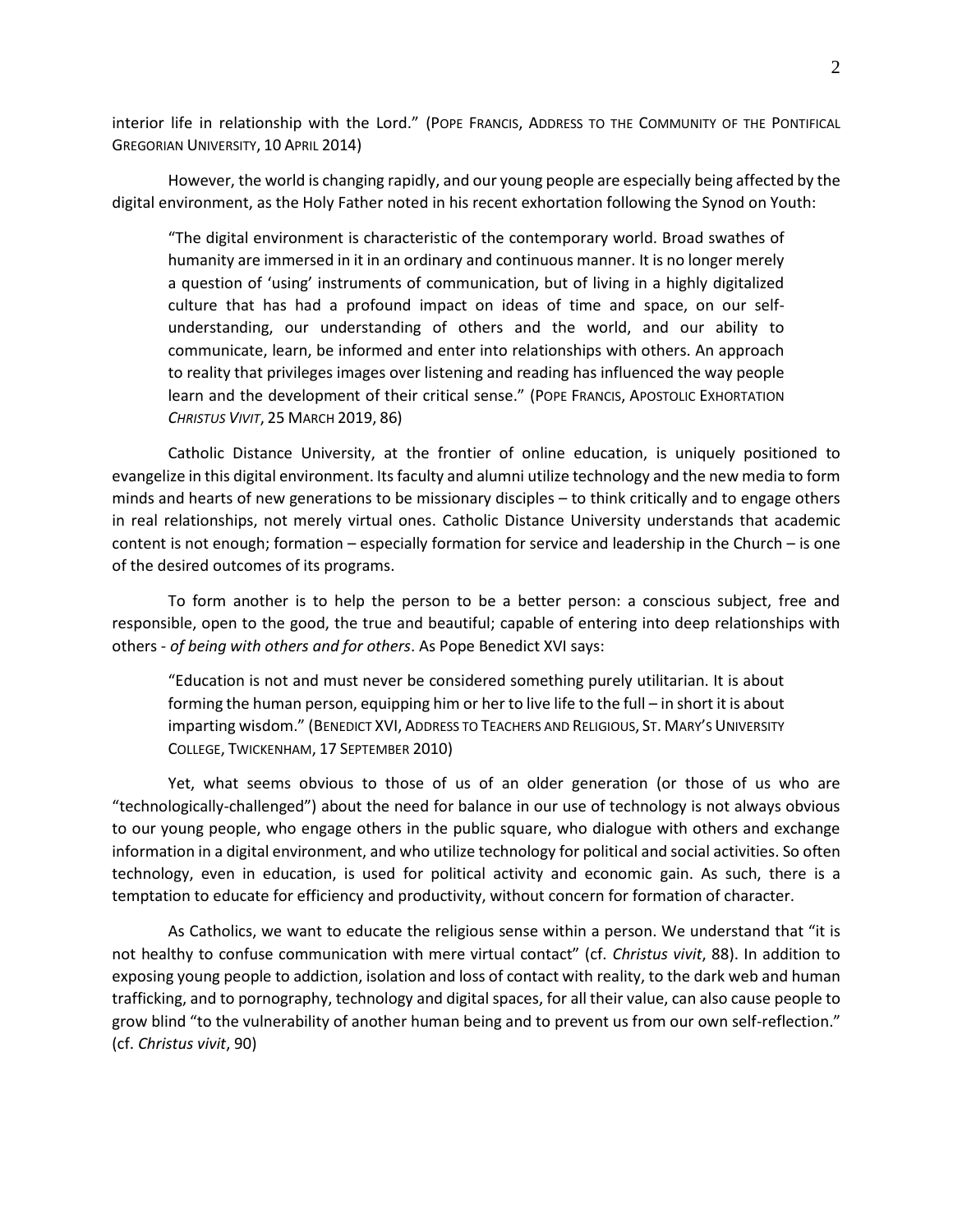interior life in relationship with the Lord." (POPE FRANCIS, ADDRESS TO THE COMMUNITY OF THE PONTIFICAL GREGORIAN UNIVERSITY, 10 APRIL 2014)

However, the world is changing rapidly, and our young people are especially being affected by the digital environment, as the Holy Father noted in his recent exhortation following the Synod on Youth:

> "The digital environment is characteristic of the contemporary world. Broad swathes of humanity are immersed in it in an ordinary and continuous manner. It is no longer merely a question of 'using' instruments of communication, but of living in a highly digitalized culture that has had a profound impact on ideas of time and space, on our self-understanding, our understanding of others and the world, and our ability to communicate, learn, be informed and enter into relationships with others. An approach to reality that privileges images over listening and reading has influenced the way people learn and the development of their critical sense." (POPE FRANCIS, APOSTOLIC EXHORTATION *CHRISTUS VIVIT*, 25 MARCH 2019, 86)

Catholic Distance University, at the frontier of online education, is uniquely positioned to evangelize in this digital environment. Its faculty and alumni utilize technology and the new media to form minds and hearts of new generations to be missionary disciples – to think critically and to engage others in real relationships, not merely virtual ones. Catholic Distance University understands that academic content is not enough; formation – especially formation for service and leadership in the Church – is one of the desired outcomes of its programs.

To form another is to help the person to be a better person: a conscious subject, free and responsible, open to the good, the true and beautiful; capable of entering into deep relationships with others - *of being with others and for others*. As Pope Benedict XVI says:

> "Education is not and must never be considered something purely utilitarian. It is about forming the human person, equipping him or her to live life to the full – in short it is about imparting wisdom." (BENEDICT XVI, ADDRESS TO TEACHERS AND RELIGIOUS, ST. MARY'S UNIVERSITY COLLEGE, TWICKENHAM, 17 SEPTEMBER 2010)

Yet, what seems obvious to those of us of an older generation (or those of us who are "technologically-challenged") about the need for balance in our use of technology is not always obvious to our young people, who engage others in the public square, who dialogue with others and exchange information in a digital environment, and who utilize technology for political and social activities. So often technology, even in education, is used for political activity and economic gain. As such, there is a temptation to educate for efficiency and productivity, without concern for formation of character.

As Catholics, we want to educate the religious sense within a person. We understand that "it is not healthy to confuse communication with mere virtual contact" (cf. *Christus vivit*, 88). In addition to exposing young people to addiction, isolation and loss of contact with reality, to the dark web and human trafficking, and to pornography, technology and digital spaces, for all their value, can also cause people to grow blind "to the vulnerability of another human being and to prevent us from our own self-reflection." (cf. *Christus vivit*, 90)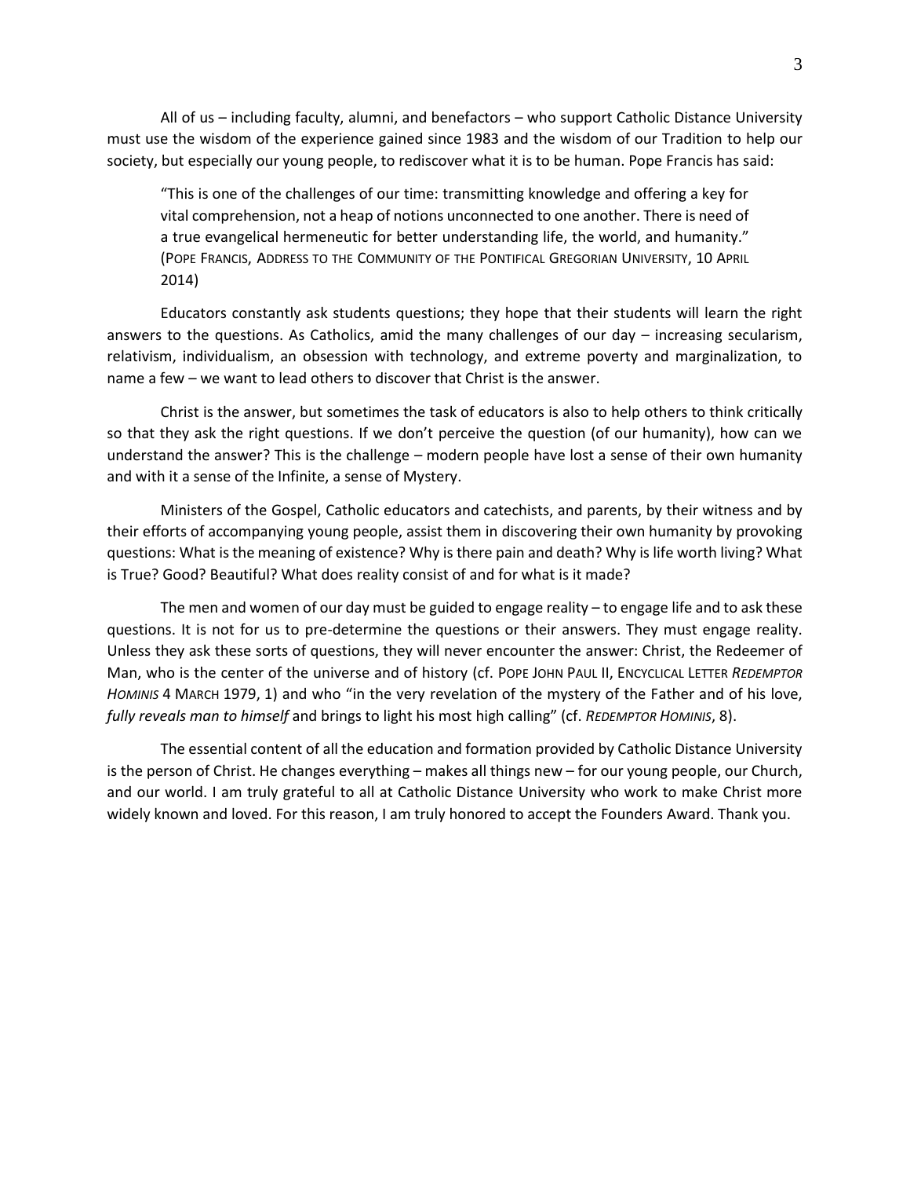All of us – including faculty, alumni, and benefactors – who support Catholic Distance University must use the wisdom of the experience gained since 1983 and the wisdom of our Tradition to help our society, but especially our young people, to rediscover what it is to be human. Pope Francis has said:

> "This is one of the challenges of our time: transmitting knowledge and offering a key for vital comprehension, not a heap of notions unconnected to one another. There is need of a true evangelical hermeneutic for better understanding life, the world, and humanity." (POPE FRANCIS, ADDRESS TO THE COMMUNITY OF THE PONTIFICAL GREGORIAN UNIVERSITY, 10 APRIL 2014)

Educators constantly ask students questions; they hope that their students will learn the right answers to the questions. As Catholics, amid the many challenges of our day – increasing secularism, relativism, individualism, an obsession with technology, and extreme poverty and marginalization, to name a few – we want to lead others to discover that Christ is the answer.

Christ is the answer, but sometimes the task of educators is also to help others to think critically so that they ask the right questions. If we don't perceive the question (of our humanity), how can we understand the answer? This is the challenge – modern people have lost a sense of their own humanity and with it a sense of the Infinite, a sense of Mystery.

Ministers of the Gospel, Catholic educators and catechists, and parents, by their witness and by their efforts of accompanying young people, assist them in discovering their own humanity by provoking questions: What is the meaning of existence? Why is there pain and death? Why is life worth living? What is True? Good? Beautiful? What does reality consist of and for what is it made?

The men and women of our day must be guided to engage reality – to engage life and to ask these questions. It is not for us to pre-determine the questions or their answers. They must engage reality. Unless they ask these sorts of questions, they will never encounter the answer: Christ, the Redeemer of Man, who is the center of the universe and of history (cf. POPE JOHN PAUL II, ENCYCLICAL LETTER *REDEMPTOR HOMINIS* 4 MARCH 1979, 1) and who "in the very revelation of the mystery of the Father and of his love, *fully reveals man to himself* and brings to light his most high calling" (cf. *REDEMPTOR HOMINIS*, 8).

The essential content of all the education and formation provided by Catholic Distance University is the person of Christ. He changes everything – makes all things new – for our young people, our Church, and our world. I am truly grateful to all at Catholic Distance University who work to make Christ more widely known and loved. For this reason, I am truly honored to accept the Founders Award. Thank you.